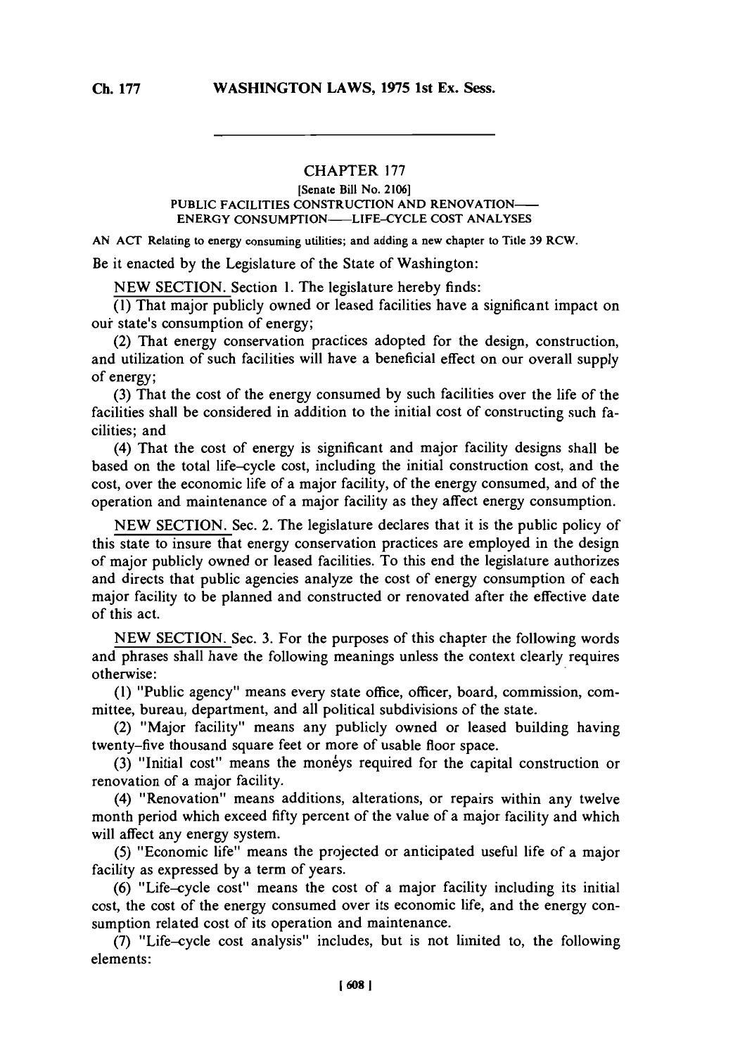# CHAPTER 177

[Senate Bill No. 2106]

PUBLIC FACILITIES CONSTRUCTION AND RENOVATION—ENERGY CONSUMPTION—LIFE-CYCLE COST ANALYSES

AN ACT Relating to energy consuming utilities; and adding a new chapter to Title 39 RCW.

Be it enacted by the Legislature of the State of Washington:

NEW SECTION. Section 1. The legislature hereby finds:

(1) That major publicly owned or leased facilities have a significant impact on our state's consumption of energy;

(2) That energy conservation practices adopted for the design, construction, and utilization of such facilities will have a beneficial effect on our overall supply of energy;

(3) That the cost of the energy consumed by such facilities over the life of the facilities shall be considered in addition to the initial cost of constructing such facilities; and

(4) That the cost of energy is significant and major facility designs shall be based on the total life-cycle cost, including the initial construction cost, and the cost, over the economic life of a major facility, of the energy consumed, and of the operation and maintenance of a major facility as they affect energy consumption.

NEW SECTION. Sec. 2. The legislature declares that it is the public policy of this state to insure that energy conservation practices are employed in the design of major publicly owned or leased facilities. To this end the legislature authorizes and directs that public agencies analyze the cost of energy consumption of each major facility to be planned and constructed or renovated after the effective date of this act.

NEW SECTION. Sec. 3. For the purposes of this chapter the following words and phrases shall have the following meanings unless the context clearly requires otherwise:

(1) "Public agency" means every state office, officer, board, commission, committee, bureau, department, and all political subdivisions of the state.

(2) "Major facility" means any publicly owned or leased building having twenty-five thousand square feet or more of usable floor space.

(3) "Initial cost" means the moneys required for the capital construction or renovation of a major facility.

(4) "Renovation" means additions, alterations, or repairs within any twelve month period which exceed fifty percent of the value of a major facility and which will affect any energy system.

(5) "Economic life" means the projected or anticipated useful life of a major facility as expressed by a term of years.

(6) "Life-cycle cost" means the cost of a major facility including its initial cost, the cost of the energy consumed over its economic life, and the energy consumption related cost of its operation and maintenance.

(7) "Life-cycle cost analysis" includes, but is not limited to, the following elements: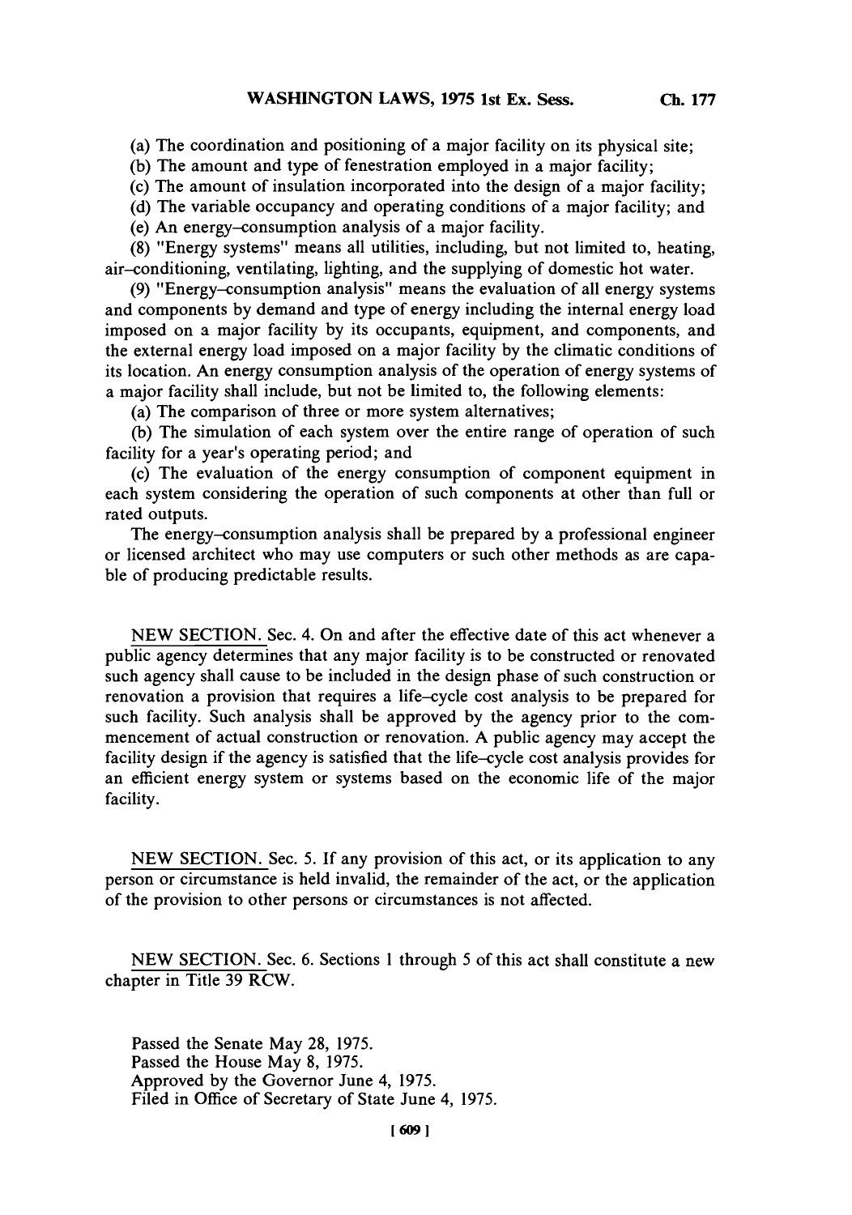(a) The coordination and positioning of a major facility on its physical site;

(b) The amount and type of fenestration employed in a major facility;

(c) The amount of insulation incorporated into the design of a major facility;

(d) The variable occupancy and operating conditions of a major facility; and

(e) An energy-consumption analysis of a major facility.

(8) "Energy systems" means all utilities, including, but not limited to, heating, air-conditioning, ventilating, lighting, and the supplying of domestic hot water.

(9) "Energy-consumption analysis" means the evaluation of all energy systems and components by demand and type of energy including the internal energy load imposed on a major facility by its occupants, equipment, and components, and the external energy load imposed on a major facility by the climatic conditions of its location. An energy consumption analysis of the operation of energy systems of a major facility shall include, but not be limited to, the following elements:

(a) The comparison of three or more system alternatives;

(b) The simulation of each system over the entire range of operation of such facility for a year's operating period; and

(c) The evaluation of the energy consumption of component equipment in each system considering the operation of such components at other than full or rated outputs.

The energy-consumption analysis shall be prepared by a professional engineer or licensed architect who may use computers or such other methods as are capable of producing predictable results.

NEW SECTION. Sec. 4. On and after the effective date of this act whenever a public agency determines that any major facility is to be constructed or renovated such agency shall cause to be included in the design phase of such construction or renovation a provision that requires a life-cycle cost analysis to be prepared for such facility. Such analysis shall be approved by the agency prior to the commencement of actual construction or renovation. A public agency may accept the facility design if the agency is satisfied that the life-cycle cost analysis provides for an efficient energy system or systems based on the economic life of the major facility.

NEW SECTION. Sec. 5. If any provision of this act, or its application to any person or circumstance is held invalid, the remainder of the act, or the application of the provision to other persons or circumstances is not affected.

NEW SECTION. Sec. 6. Sections 1 through 5 of this act shall constitute a new chapter in Title 39 RCW.

Passed the Senate May 28, 1975.
Passed the House May 8, 1975.
Approved by the Governor June 4, 1975.
Filed in Office of Secretary of State June 4, 1975.